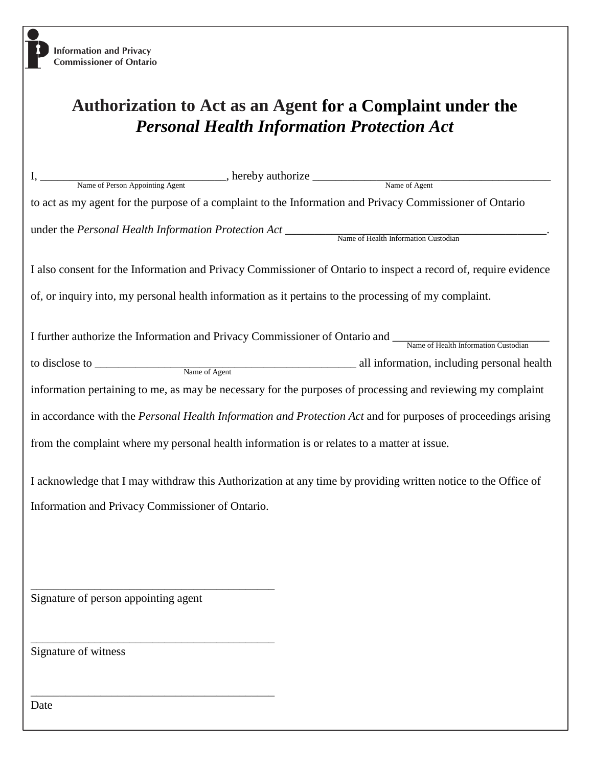Information and Privacy Commissioner of Ontario

# Authorization to Act as an Agent for a Complaint under the *Personal Health Information Protection Act*

I, ________________________________, hereby authorize ________________________________________
Name of Person Appointing Agent — Name of Agent

to act as my agent for the purpose of a complaint to the Information and Privacy Commissioner of Ontario under the *Personal Health Information Protection Act* ______________________________________________.
Name of Health Information Custodian

I also consent for the Information and Privacy Commissioner of Ontario to inspect a record of, require evidence of, or inquiry into, my personal health information as it pertains to the processing of my complaint.

I further authorize the Information and Privacy Commissioner of Ontario and ___________________________
Name of Health Information Custodian

to disclose to ______________________________________________ all information, including personal health
Name of Agent

information pertaining to me, as may be necessary for the purposes of processing and reviewing my complaint in accordance with the *Personal Health Information and Protection Act* and for purposes of proceedings arising from the complaint where my personal health information is or relates to a matter at issue.

I acknowledge that I may withdraw this Authorization at any time by providing written notice to the Office of Information and Privacy Commissioner of Ontario.

___________________________________________
Signature of person appointing agent

___________________________________________
Signature of witness

___________________________________________
Date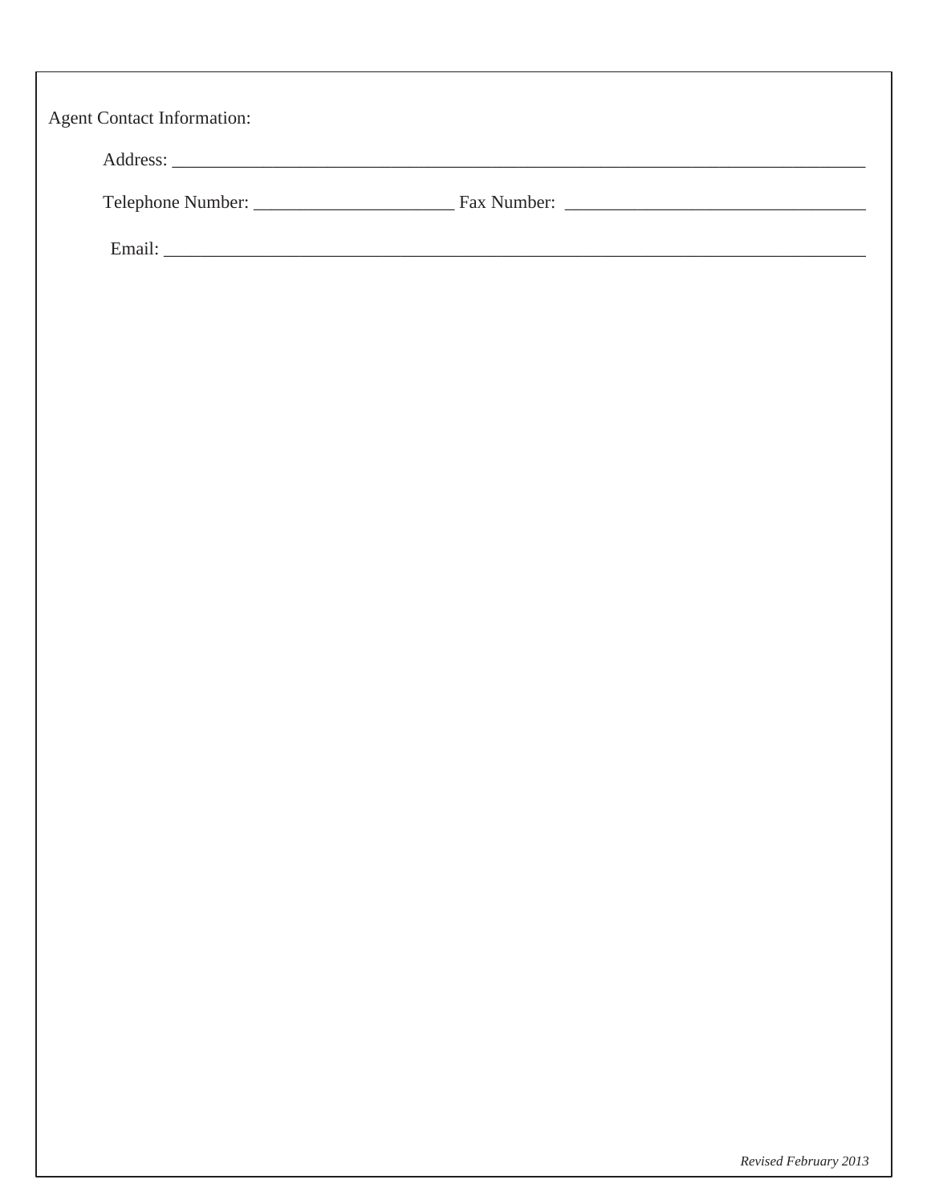Agent Contact Information:

Address: ___________________________________________________________________________

Telephone Number: ______________________ Fax Number: _________________________________

Email: _____________________________________________________________________________

*Revised February 2013*